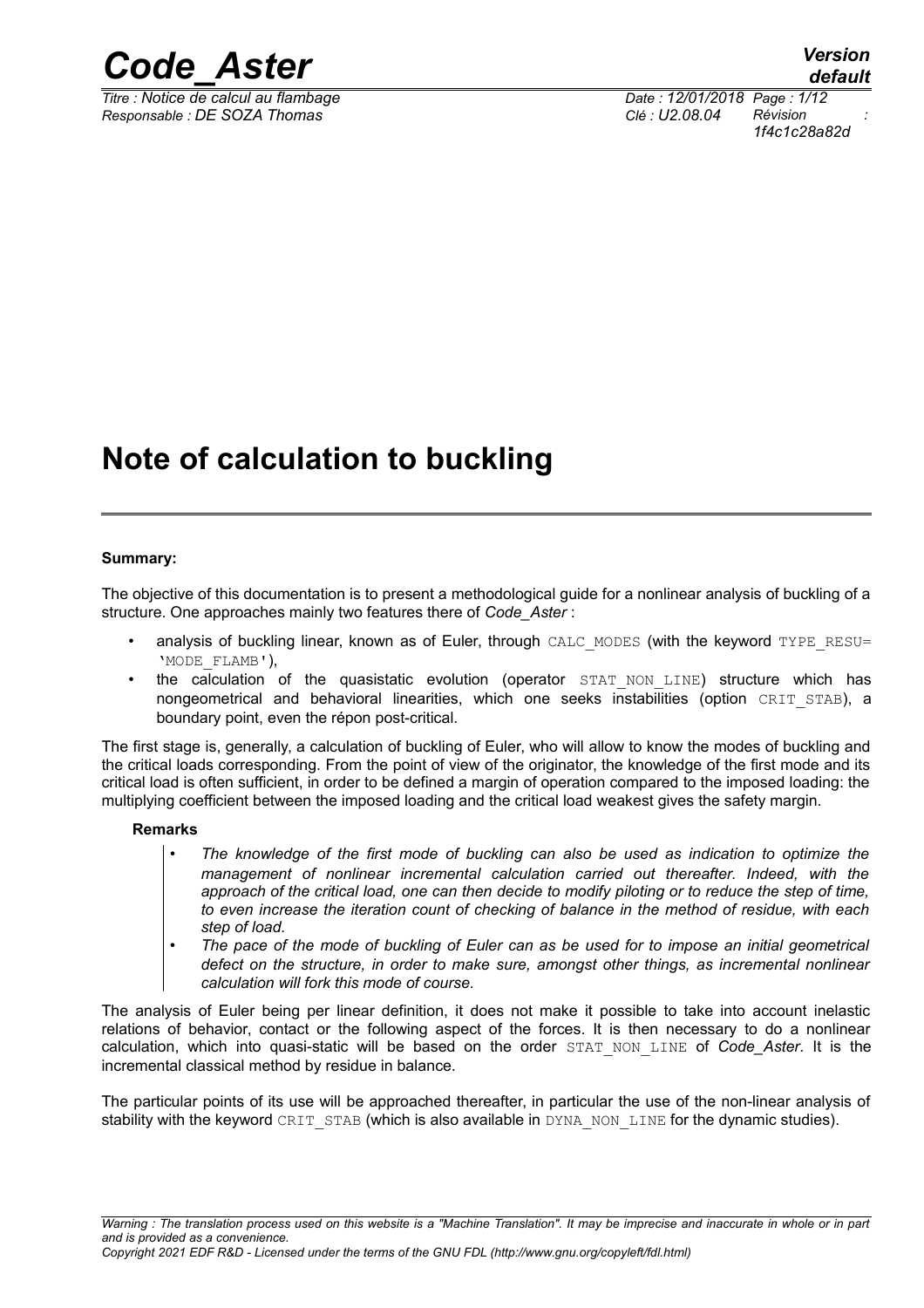# Note of calculation to buckling

**Summary:**

The objective of this documentation is to present a methodological guide for a nonlinear analysis of buckling of a structure. One approaches mainly two features there of *Code_Aster* :

- analysis of buckling linear, known as of Euler, through CALC_MODES (with the keyword TYPE_RESU= 'MODE_FLAMB'),
- the calculation of the quasistatic evolution (operator STAT_NON_LINE) structure which has nongeometrical and behavioral linearities, which one seeks instabilities (option CRIT_STAB), a boundary point, even the répon post-critical.

The first stage is, generally, a calculation of buckling of Euler, who will allow to know the modes of buckling and the critical loads corresponding. From the point of view of the originator, the knowledge of the first mode and its critical load is often sufficient, in order to be defined a margin of operation compared to the imposed loading: the multiplying coefficient between the imposed loading and the critical load weakest gives the safety margin.

**Remarks**

- *The knowledge of the first mode of buckling can also be used as indication to optimize the management of nonlinear incremental calculation carried out thereafter. Indeed, with the approach of the critical load, one can then decide to modify piloting or to reduce the step of time, to even increase the iteration count of checking of balance in the method of residue, with each step of load.*
- *The pace of the mode of buckling of Euler can as be used for to impose an initial geometrical defect on the structure, in order to make sure, amongst other things, as incremental nonlinear calculation will fork this mode of course.*

The analysis of Euler being per linear definition, it does not make it possible to take into account inelastic relations of behavior, contact or the following aspect of the forces. It is then necessary to do a nonlinear calculation, which into quasi-static will be based on the order STAT_NON_LINE of *Code_Aster*. It is the incremental classical method by residue in balance.

The particular points of its use will be approached thereafter, in particular the use of the non-linear analysis of stability with the keyword CRIT_STAB (which is also available in DYNA_NON_LINE for the dynamic studies).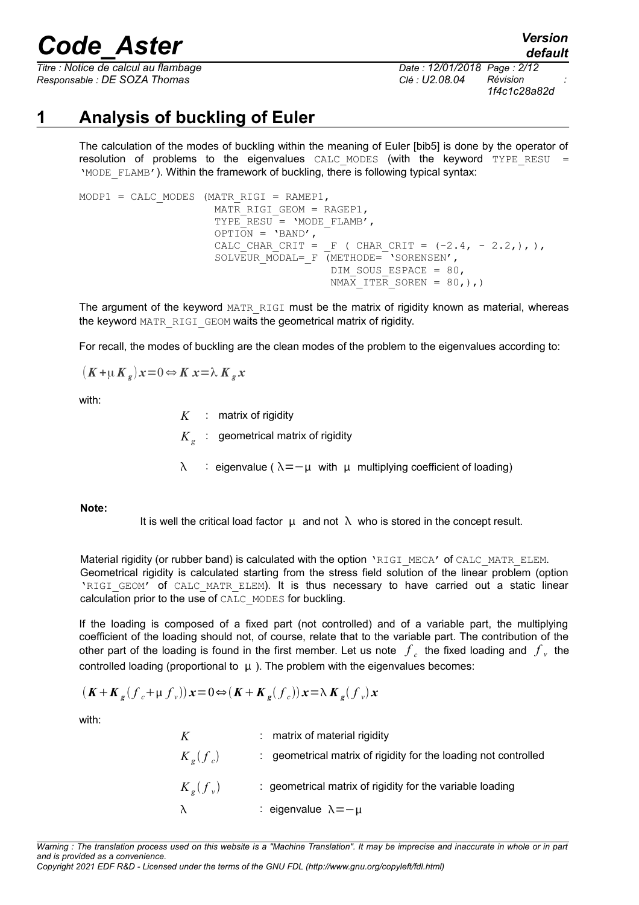# 1 Analysis of buckling of Euler

The calculation of the modes of buckling within the meaning of Euler [bib5] is done by the operator of resolution of problems to the eigenvalues CALC_MODES (with the keyword TYPE_RESU = 'MODE_FLAMB'). Within the framework of buckling, there is following typical syntax:

```
MODP1 = CALC_MODES (MATR_RIGI = RAMEP1,
                    MATR_RIGI_GEOM = RAGEP1,
                    TYPE_RESU = 'MODE_FLAMB',
                    OPTION = 'BAND',
                    CALC_CHAR_CRIT = _F ( CHAR_CRIT = (-2.4, - 2.2,), ),
                    SOLVEUR_MODAL=_F (METHODE= 'SORENSEN',
                                      DIM_SOUS_ESPACE = 80,
                                      NMAX_ITER_SOREN = 80,),)
```

The argument of the keyword MATR_RIGI must be the matrix of rigidity known as material, whereas the keyword MATR_RIGI_GEOM waits the geometrical matrix of rigidity.

For recall, the modes of buckling are the clean modes of the problem to the eigenvalues according to:

$$(\boldsymbol{K}+\mu \boldsymbol{K}_g)\boldsymbol{x}=0 \Leftrightarrow \boldsymbol{K}\,\boldsymbol{x}=\lambda\,\boldsymbol{K}_g\,\boldsymbol{x}$$

with:

- $K$ : matrix of rigidity
- $K_g$ : geometrical matrix of rigidity
- $\lambda$ : eigenvalue ( $\lambda=-\mu$ with $\mu$ multiplying coefficient of loading)

**Note:**

It is well the critical load factor $\mu$ and not $\lambda$ who is stored in the concept result.

Material rigidity (or rubber band) is calculated with the option 'RIGI_MECA' of CALC_MATR_ELEM. Geometrical rigidity is calculated starting from the stress field solution of the linear problem (option 'RIGI_GEOM' of CALC_MATR_ELEM). It is thus necessary to have carried out a static linear calculation prior to the use of CALC_MODES for buckling.

If the loading is composed of a fixed part (not controlled) and of a variable part, the multiplying coefficient of the loading should not, of course, relate that to the variable part. The contribution of the other part of the loading is found in the first member. Let us note $f_c$ the fixed loading and $f_v$ the controlled loading (proportional to $\mu$ ). The problem with the eigenvalues becomes:

$$(\boldsymbol{K}+\boldsymbol{K}_g(f_c+\mu\, f_v))\boldsymbol{x}=0 \Leftrightarrow (\boldsymbol{K}+\boldsymbol{K}_g(f_c))\boldsymbol{x}=\lambda\,\boldsymbol{K}_g(f_v)\boldsymbol{x}$$

with:

- $K$ : matrix of material rigidity
- $K_g(f_c)$ : geometrical matrix of rigidity for the loading not controlled
- $K_g(f_v)$ : geometrical matrix of rigidity for the variable loading
- $\lambda$ : eigenvalue $\lambda=-\mu$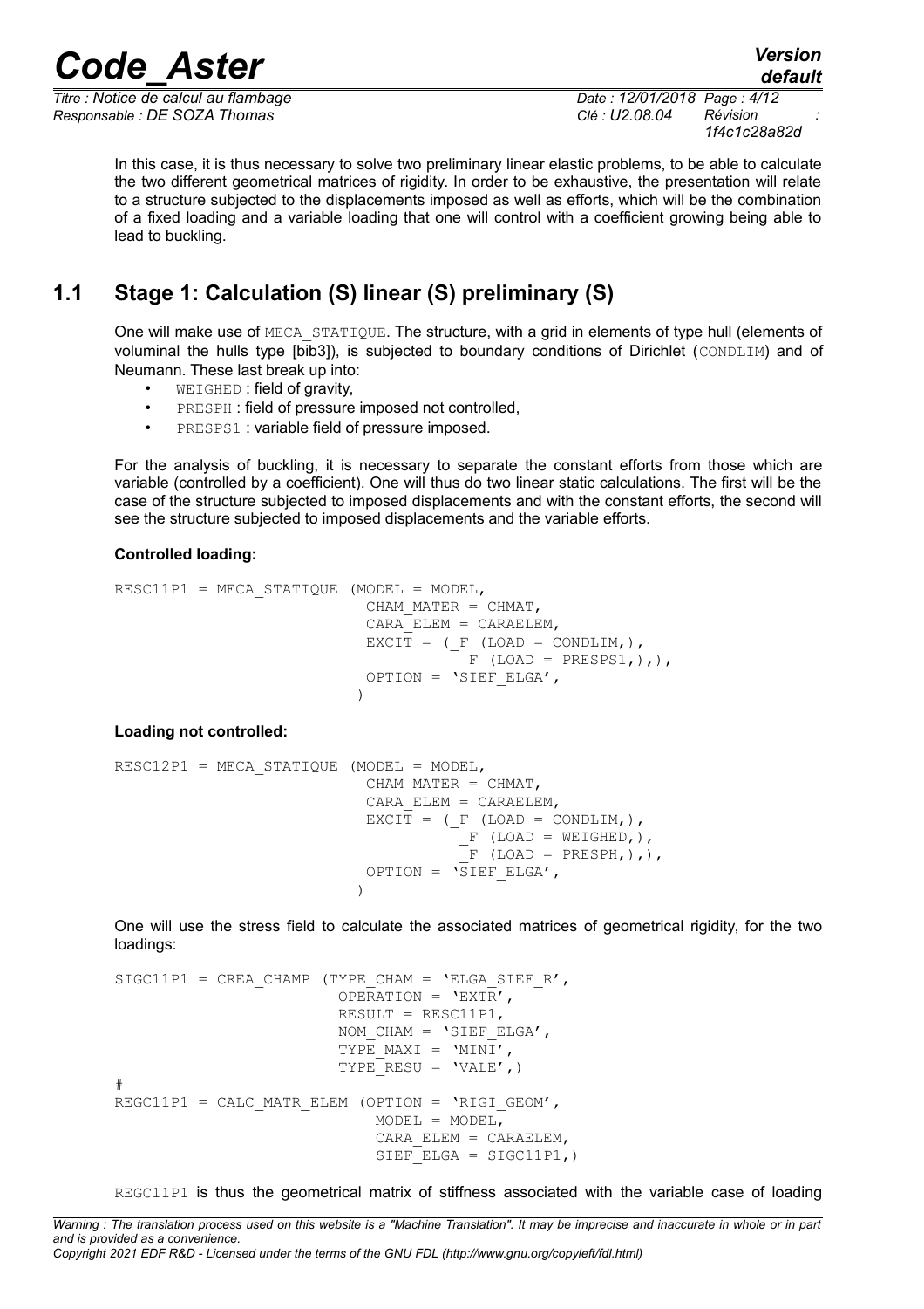In this case, it is thus necessary to solve two preliminary linear elastic problems, to be able to calculate the two different geometrical matrices of rigidity. In order to be exhaustive, the presentation will relate to a structure subjected to the displacements imposed as well as efforts, which will be the combination of a fixed loading and a variable loading that one will control with a coefficient growing being able to lead to buckling.

## 1.1 Stage 1: Calculation (S) linear (S) preliminary (S)

One will make use of `MECA_STATIQUE`. The structure, with a grid in elements of type hull (elements of voluminal the hulls type [bib3]), is subjected to boundary conditions of Dirichlet (`CONDLIM`) and of Neumann. These last break up into:

- `WEIGHED` : field of gravity,
- `PRESPH` : field of pressure imposed not controlled,
- `PRESPS1` : variable field of pressure imposed.

For the analysis of buckling, it is necessary to separate the constant efforts from those which are variable (controlled by a coefficient). One will thus do two linear static calculations. The first will be the case of the structure subjected to imposed displacements and with the constant efforts, the second will see the structure subjected to imposed displacements and the variable efforts.

**Controlled loading:**

```
RESC11P1 = MECA_STATIQUE (MODEL = MODEL,
                          CHAM_MATER = CHMAT,
                          CARA_ELEM = CARAELEM,
                          EXCIT = (_F (LOAD = CONDLIM,),
                                   _F (LOAD = PRESPS1,),),
                          OPTION = 'SIEF_ELGA',
                         )
```

**Loading not controlled:**

```
RESC12P1 = MECA_STATIQUE (MODEL = MODEL,
                          CHAM_MATER = CHMAT,
                          CARA_ELEM = CARAELEM,
                          EXCIT = (_F (LOAD = CONDLIM,),
                                   _F (LOAD = WEIGHED,),
                                   _F (LOAD = PRESPH,),),
                          OPTION = 'SIEF_ELGA',
                         )
```

One will use the stress field to calculate the associated matrices of geometrical rigidity, for the two loadings:

```
SIGC11P1 = CREA_CHAMP (TYPE_CHAM = 'ELGA_SIEF_R',
                       OPERATION = 'EXTR',
                       RESULT = RESC11P1,
                       NOM_CHAM = 'SIEF_ELGA',
                       TYPE_MAXI = 'MINI',
                       TYPE_RESU = 'VALE',)
#
REGC11P1 = CALC_MATR_ELEM (OPTION = 'RIGI_GEOM',
                           MODEL = MODEL,
                           CARA_ELEM = CARAELEM,
                           SIEF_ELGA = SIGC11P1,)
```

`REGC11P1` is thus the geometrical matrix of stiffness associated with the variable case of loading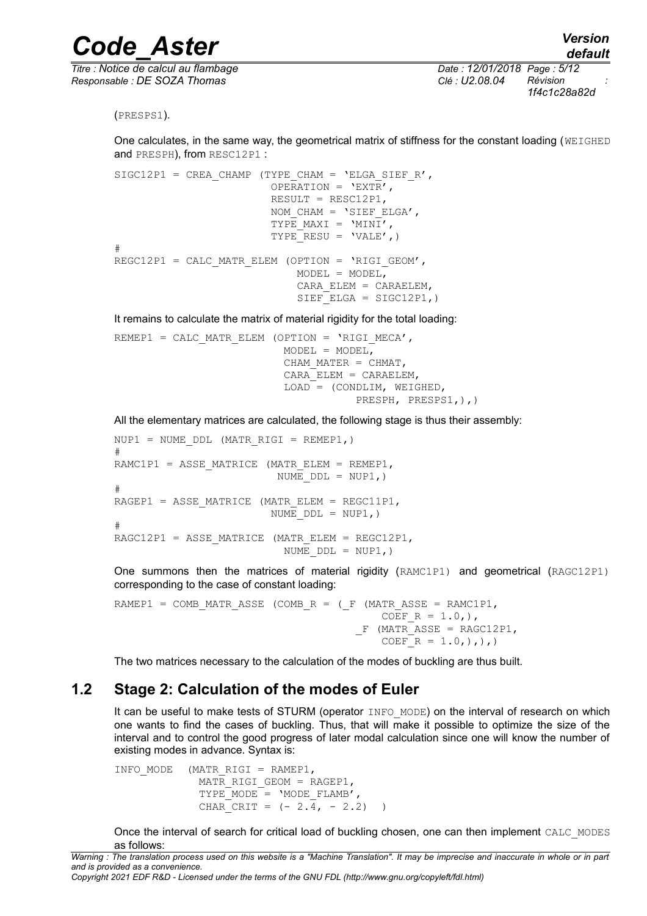(PRESPS1).

One calculates, in the same way, the geometrical matrix of stiffness for the constant loading (WEIGHED and PRESPH), from RESC12P1 :

```
SIGC12P1 = CREA_CHAMP (TYPE_CHAM = 'ELGA_SIEF_R',
                       OPERATION = 'EXTR',
                       RESULT = RESC12P1,
                       NOM_CHAM = 'SIEF_ELGA',
                       TYPE_MAXI = 'MINI',
                       TYPE_RESU = 'VALE',)
#
REGC12P1 = CALC_MATR_ELEM (OPTION = 'RIGI_GEOM',
                           MODEL = MODEL,
                           CARA_ELEM = CARAELEM,
                           SIEF_ELGA = SIGC12P1,)
```

It remains to calculate the matrix of material rigidity for the total loading:

```
REMEP1 = CALC_MATR_ELEM (OPTION = 'RIGI_MECA',
                         MODEL = MODEL,
                         CHAM_MATER = CHMAT,
                         CARA_ELEM = CARAELEM,
                         LOAD = (CONDLIM, WEIGHED,
                                 PRESPH, PRESPS1,),)
```

All the elementary matrices are calculated, the following stage is thus their assembly:

```
NUP1 = NUME_DDL (MATR_RIGI = REMEP1,)
#
RAMC1P1 = ASSE_MATRICE (MATR_ELEM = REMEP1,
                        NUME_DDL = NUP1,)
#
RAGEP1 = ASSE_MATRICE (MATR_ELEM = REGC11P1,
                       NUME_DDL = NUP1,)
#
RAGC12P1 = ASSE_MATRICE (MATR_ELEM = REGC12P1,
                         NUME_DDL = NUP1,)
```

One summons then the matrices of material rigidity (RAMC1P1) and geometrical (RAGC12P1) corresponding to the case of constant loading:

```
RAMEP1 = COMB_MATR_ASSE (COMB_R = (_F (MATR_ASSE = RAMC1P1,
                                       COEF_R = 1.0,),
                                   _F (MATR_ASSE = RAGC12P1,
                                       COEF_R = 1.0,),),)
```

The two matrices necessary to the calculation of the modes of buckling are thus built.

## 1.2 Stage 2: Calculation of the modes of Euler

It can be useful to make tests of STURM (operator INFO_MODE) on the interval of research on which one wants to find the cases of buckling. Thus, that will make it possible to optimize the size of the interval and to control the good progress of later modal calculation since one will know the number of existing modes in advance. Syntax is:

```
INFO_MODE  (MATR_RIGI = RAMEP1,
            MATR_RIGI_GEOM = RAGEP1,
            TYPE_MODE = 'MODE_FLAMB',
            CHAR_CRIT = (- 2.4, - 2.2)  )
```

Once the interval of search for critical load of buckling chosen, one can then implement CALC_MODES as follows: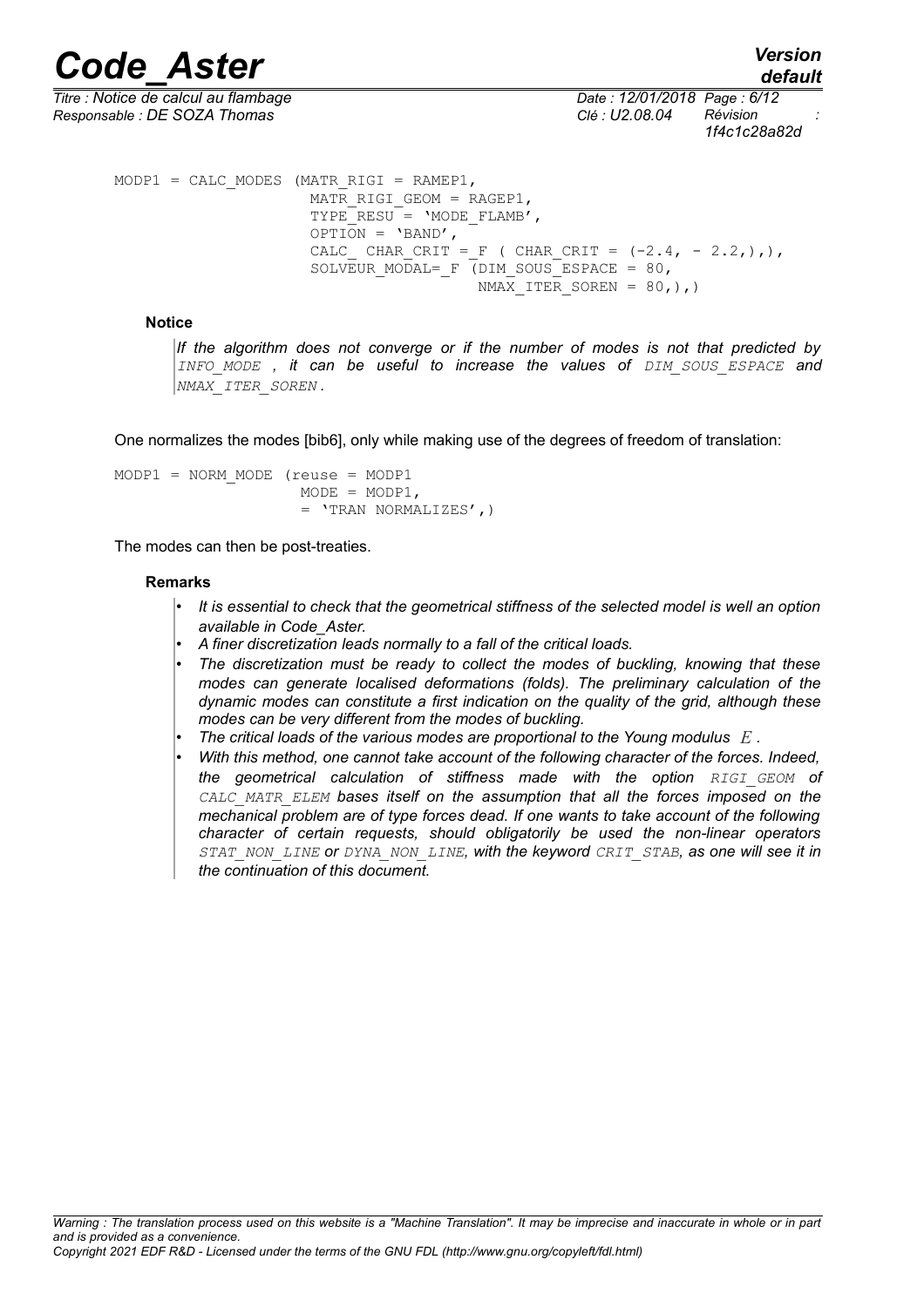```
MODP1 = CALC_MODES (MATR_RIGI = RAMEP1,
                    MATR_RIGI_GEOM = RAGEP1,
                    TYPE_RESU = 'MODE_FLAMB',
                    OPTION = 'BAND',
                    CALC_ CHAR_CRIT =_F ( CHAR_CRIT = (-2.4, - 2.2,),),
                    SOLVEUR_MODAL=_F (DIM_SOUS_ESPACE = 80,
                                      NMAX_ITER_SOREN = 80,),)
```

**Notice**

*If the algorithm does not converge or if the number of modes is not that predicted by INFO_MODE , it can be useful to increase the values of DIM_SOUS_ESPACE and NMAX_ITER_SOREN.*

One normalizes the modes [bib6], only while making use of the degrees of freedom of translation:

```
MODP1 = NORM_MODE (reuse = MODP1
                   MODE = MODP1,
                   = 'TRAN NORMALIZES',)
```

The modes can then be post-treaties.

**Remarks**

- *It is essential to check that the geometrical stiffness of the selected model is well an option available in Code_Aster.*
- *A finer discretization leads normally to a fall of the critical loads.*
- *The discretization must be ready to collect the modes of buckling, knowing that these modes can generate localised deformations (folds). The preliminary calculation of the dynamic modes can constitute a first indication on the quality of the grid, although these modes can be very different from the modes of buckling.*
- *The critical loads of the various modes are proportional to the Young modulus $E$.*
- *With this method, one cannot take account of the following character of the forces. Indeed, the geometrical calculation of stiffness made with the option RIGI_GEOM of CALC_MATR_ELEM bases itself on the assumption that all the forces imposed on the mechanical problem are of type forces dead. If one wants to take account of the following character of certain requests, should obligatorily be used the non-linear operators STAT_NON_LINE or DYNA_NON_LINE, with the keyword CRIT_STAB, as one will see it in the continuation of this document.*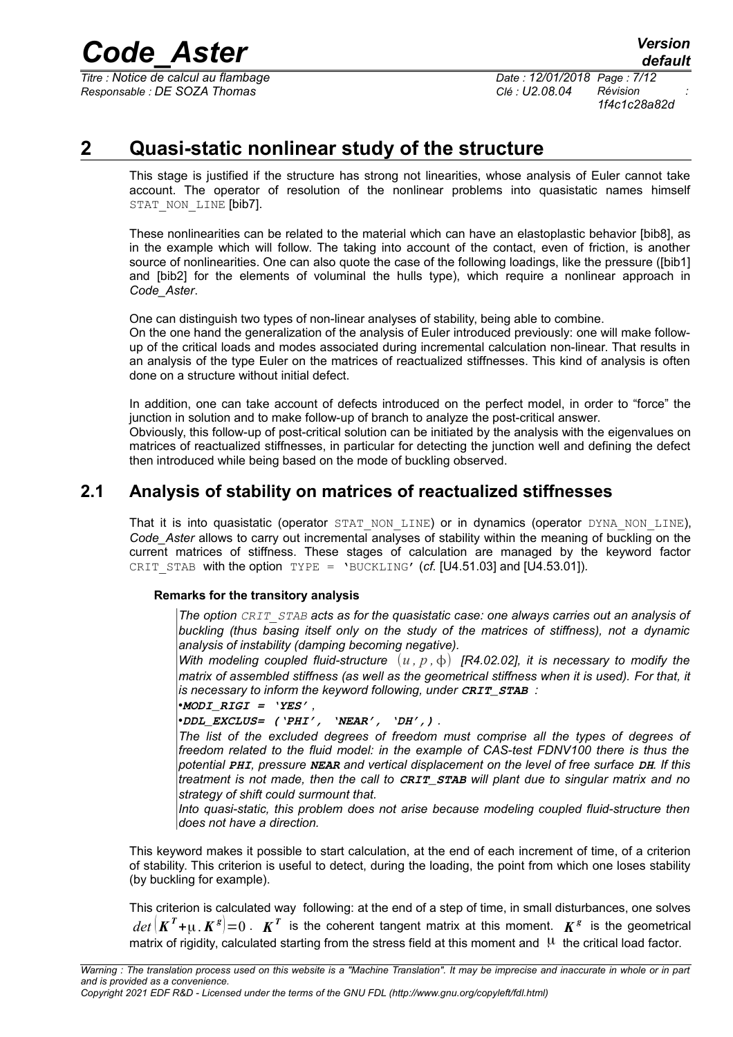# 2 Quasi-static nonlinear study of the structure

This stage is justified if the structure has strong not linearities, whose analysis of Euler cannot take account. The operator of resolution of the nonlinear problems into quasistatic names himself STAT_NON_LINE [bib7].

These nonlinearities can be related to the material which can have an elastoplastic behavior [bib8], as in the example which will follow. The taking into account of the contact, even of friction, is another source of nonlinearities. One can also quote the case of the following loadings, like the pressure ([bib1] and [bib2] for the elements of voluminal the hulls type), which require a nonlinear approach in *Code_Aster*.

One can distinguish two types of non-linear analyses of stability, being able to combine.
On the one hand the generalization of the analysis of Euler introduced previously: one will make follow-up of the critical loads and modes associated during incremental calculation non-linear. That results in an analysis of the type Euler on the matrices of reactualized stiffnesses. This kind of analysis is often done on a structure without initial defect.

In addition, one can take account of defects introduced on the perfect model, in order to "force" the junction in solution and to make follow-up of branch to analyze the post-critical answer.
Obviously, this follow-up of post-critical solution can be initiated by the analysis with the eigenvalues on matrices of reactualized stiffnesses, in particular for detecting the junction well and defining the defect then introduced while being based on the mode of buckling observed.

## 2.1 Analysis of stability on matrices of reactualized stiffnesses

That it is into quasistatic (operator STAT_NON_LINE) or in dynamics (operator DYNA_NON_LINE), *Code_Aster* allows to carry out incremental analyses of stability within the meaning of buckling on the current matrices of stiffness. These stages of calculation are managed by the keyword factor CRIT_STAB with the option TYPE = 'BUCKLING' (*cf.* [U4.51.03] and [U4.53.01]).

**Remarks for the transitory analysis**

> *The option CRIT_STAB acts as for the quasistatic case: one always carries out an analysis of buckling (thus basing itself only on the study of the matrices of stiffness), not a dynamic analysis of instability (damping becoming negative).*
> *With modeling coupled fluid-structure $(u, p, \phi)$ [R4.02.02], it is necessary to modify the matrix of assembled stiffness (as well as the geometrical stiffness when it is used). For that, it is necessary to inform the keyword following, under **CRIT_STAB** :*
> *•**MODI_RIGI = 'YES'**,*
> *•**DDL_EXCLUS= ('PHI', 'NEAR', 'DH',)**.*
> *The list of the excluded degrees of freedom must comprise all the types of degrees of freedom related to the fluid model: in the example of CAS-test FDNV100 there is thus the potential **PHI**, pressure **NEAR** and vertical displacement on the level of free surface **DH**. If this treatment is not made, then the call to **CRIT_STAB** will plant due to singular matrix and no strategy of shift could surmount that.*
> *Into quasi-static, this problem does not arise because modeling coupled fluid-structure then does not have a direction.*

This keyword makes it possible to start calculation, at the end of each increment of time, of a criterion of stability. This criterion is useful to detect, during the loading, the point from which one loses stability (by buckling for example).

This criterion is calculated way following: at the end of a step of time, in small disturbances, one solves $det\left(\boldsymbol{K}^T+\mu.\boldsymbol{K}^g\right)=0$. $\boldsymbol{K}^T$ is the coherent tangent matrix at this moment. $\boldsymbol{K}^g$ is the geometrical matrix of rigidity, calculated starting from the stress field at this moment and $\mu$ the critical load factor.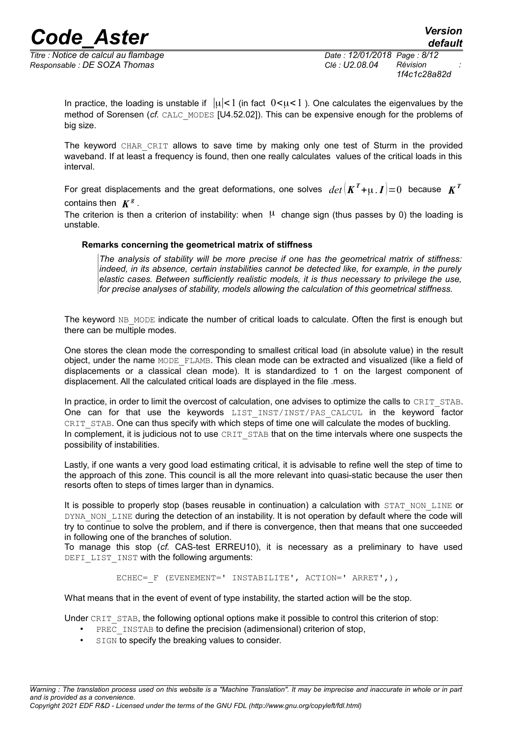In practice, the loading is unstable if $|\mu|<1$ (in fact $0<\mu<1$ ). One calculates the eigenvalues by the method of Sorensen (*cf.* CALC_MODES [U4.52.02]). This can be expensive enough for the problems of big size.

The keyword CHAR_CRIT allows to save time by making only one test of Sturm in the provided waveband. If at least a frequency is found, then one really calculates values of the critical loads in this interval.

For great displacements and the great deformations, one solves $det\left(\boldsymbol{K}^T+\mu.\boldsymbol{I}\right)=0$ because $\boldsymbol{K}^T$ contains then $\boldsymbol{K}^g$.
The criterion is then a criterion of instability: when $\mu$ change sign (thus passes by 0) the loading is unstable.

**Remarks concerning the geometrical matrix of stiffness**

> *The analysis of stability will be more precise if one has the geometrical matrix of stiffness: indeed, in its absence, certain instabilities cannot be detected like, for example, in the purely elastic cases. Between sufficiently realistic models, it is thus necessary to privilege the use, for precise analyses of stability, models allowing the calculation of this geometrical stiffness.*

The keyword NB_MODE indicate the number of critical loads to calculate. Often the first is enough but there can be multiple modes.

One stores the clean mode the corresponding to smallest critical load (in absolute value) in the result object, under the name MODE_FLAMB. This clean mode can be extracted and visualized (like a field of displacements or a classical clean mode). It is standardized to 1 on the largest component of displacement. All the calculated critical loads are displayed in the file .mess.

In practice, in order to limit the overcost of calculation, one advises to optimize the calls to CRIT_STAB. One can for that use the keywords LIST_INST/INST/PAS_CALCUL in the keyword factor CRIT_STAB. One can thus specify with which steps of time one will calculate the modes of buckling.
In complement, it is judicious not to use CRIT_STAB that on the time intervals where one suspects the possibility of instabilities.

Lastly, if one wants a very good load estimating critical, it is advisable to refine well the step of time to the approach of this zone. This council is all the more relevant into quasi-static because the user then resorts often to steps of times larger than in dynamics.

It is possible to properly stop (bases reusable in continuation) a calculation with STAT_NON_LINE or DYNA_NON_LINE during the detection of an instability. It is not operation by default where the code will try to continue to solve the problem, and if there is convergence, then that means that one succeeded in following one of the branches of solution.
To manage this stop (*cf.* CAS-test ERREU10), it is necessary as a preliminary to have used DEFI_LIST_INST with the following arguments:

```
ECHEC=_F (EVENEMENT=' INSTABILITE', ACTION=' ARRET',),
```

What means that in the event of event of type instability, the started action will be the stop.

Under CRIT_STAB, the following optional options make it possible to control this criterion of stop:

- PREC_INSTAB to define the precision (adimensional) criterion of stop,
- SIGN to specify the breaking values to consider.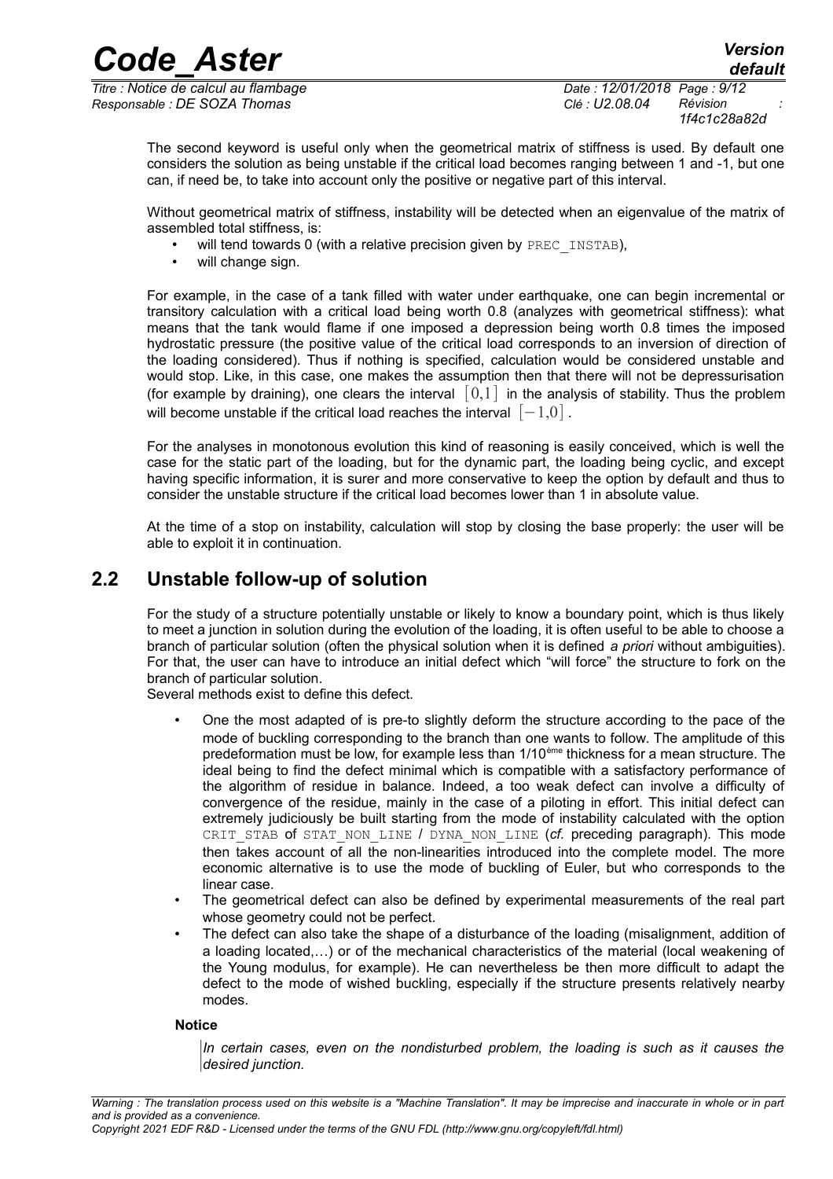The second keyword is useful only when the geometrical matrix of stiffness is used. By default one considers the solution as being unstable if the critical load becomes ranging between 1 and -1, but one can, if need be, to take into account only the positive or negative part of this interval.

Without geometrical matrix of stiffness, instability will be detected when an eigenvalue of the matrix of assembled total stiffness, is:

- will tend towards 0 (with a relative precision given by PREC_INSTAB),
- will change sign.

For example, in the case of a tank filled with water under earthquake, one can begin incremental or transitory calculation with a critical load being worth 0.8 (analyzes with geometrical stiffness): what means that the tank would flame if one imposed a depression being worth 0.8 times the imposed hydrostatic pressure (the positive value of the critical load corresponds to an inversion of direction of the loading considered). Thus if nothing is specified, calculation would be considered unstable and would stop. Like, in this case, one makes the assumption then that there will not be depressurisation (for example by draining), one clears the interval $[0,1]$ in the analysis of stability. Thus the problem will become unstable if the critical load reaches the interval $[-1,0]$.

For the analyses in monotonous evolution this kind of reasoning is easily conceived, which is well the case for the static part of the loading, but for the dynamic part, the loading being cyclic, and except having specific information, it is surer and more conservative to keep the option by default and thus to consider the unstable structure if the critical load becomes lower than 1 in absolute value.

At the time of a stop on instability, calculation will stop by closing the base properly: the user will be able to exploit it in continuation.

## 2.2 Unstable follow-up of solution

For the study of a structure potentially unstable or likely to know a boundary point, which is thus likely to meet a junction in solution during the evolution of the loading, it is often useful to be able to choose a branch of particular solution (often the physical solution when it is defined *a priori* without ambiguities). For that, the user can have to introduce an initial defect which "will force" the structure to fork on the branch of particular solution.
Several methods exist to define this defect.

- One the most adapted of is pre-to slightly deform the structure according to the pace of the mode of buckling corresponding to the branch than one wants to follow. The amplitude of this predeformation must be low, for example less than 1/10ème thickness for a mean structure. The ideal being to find the defect minimal which is compatible with a satisfactory performance of the algorithm of residue in balance. Indeed, a too weak defect can involve a difficulty of convergence of the residue, mainly in the case of a piloting in effort. This initial defect can extremely judiciously be built starting from the mode of instability calculated with the option CRIT_STAB of STAT_NON_LINE / DYNA_NON_LINE (*cf.* preceding paragraph). This mode then takes account of all the non-linearities introduced into the complete model. The more economic alternative is to use the mode of buckling of Euler, but who corresponds to the linear case.
- The geometrical defect can also be defined by experimental measurements of the real part whose geometry could not be perfect.
- The defect can also take the shape of a disturbance of the loading (misalignment, addition of a loading located,…) or of the mechanical characteristics of the material (local weakening of the Young modulus, for example). He can nevertheless be then more difficult to adapt the defect to the mode of wished buckling, especially if the structure presents relatively nearby modes.

**Notice**

*In certain cases, even on the nondisturbed problem, the loading is such as it causes the desired junction.*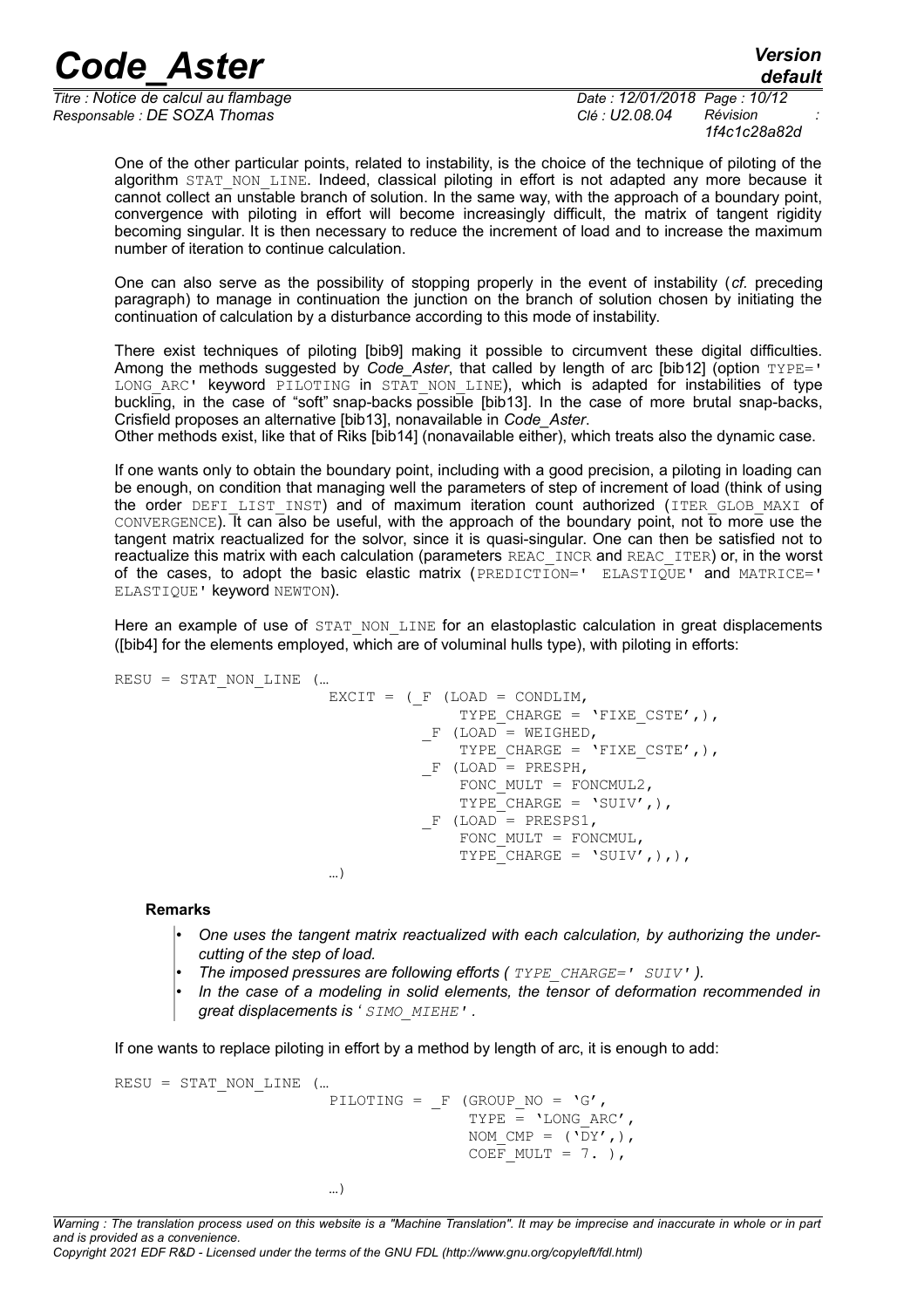One of the other particular points, related to instability, is the choice of the technique of piloting of the algorithm STAT_NON_LINE. Indeed, classical piloting in effort is not adapted any more because it cannot collect an unstable branch of solution. In the same way, with the approach of a boundary point, convergence with piloting in effort will become increasingly difficult, the matrix of tangent rigidity becoming singular. It is then necessary to reduce the increment of load and to increase the maximum number of iteration to continue calculation.

One can also serve as the possibility of stopping properly in the event of instability (*cf.* preceding paragraph) to manage in continuation the junction on the branch of solution chosen by initiating the continuation of calculation by a disturbance according to this mode of instability.

There exist techniques of piloting [bib9] making it possible to circumvent these digital difficulties. Among the methods suggested by *Code_Aster*, that called by length of arc [bib12] (option TYPE=' LONG_ARC' keyword PILOTING in STAT_NON_LINE), which is adapted for instabilities of type buckling, in the case of "soft" snap-backs possible [bib13]. In the case of more brutal snap-backs, Crisfield proposes an alternative [bib13], nonavailable in *Code_Aster*.
Other methods exist, like that of Riks [bib14] (nonavailable either), which treats also the dynamic case.

If one wants only to obtain the boundary point, including with a good precision, a piloting in loading can be enough, on condition that managing well the parameters of step of increment of load (think of using the order DEFI_LIST_INST) and of maximum iteration count authorized (ITER_GLOB_MAXI of CONVERGENCE). It can also be useful, with the approach of the boundary point, not to more use the tangent matrix reactualized for the solvor, since it is quasi-singular. One can then be satisfied not to reactualize this matrix with each calculation (parameters REAC_INCR and REAC_ITER) or, in the worst of the cases, to adopt the basic elastic matrix (PREDICTION=' ELASTIQUE' and MATRICE=' ELASTIQUE' keyword NEWTON).

Here an example of use of STAT_NON_LINE for an elastoplastic calculation in great displacements ([bib4] for the elements employed, which are of voluminal hulls type), with piloting in efforts:

```
RESU = STAT_NON_LINE (…
                      EXCIT = (_F (LOAD = CONDLIM,
                                   TYPE_CHARGE = 'FIXE_CSTE',),
                               _F (LOAD = WEIGHED,
                                   TYPE_CHARGE = 'FIXE_CSTE',),
                               _F (LOAD = PRESPH,
                                   FONC_MULT = FONCMUL2,
                                   TYPE_CHARGE = 'SUIV',),
                               _F (LOAD = PRESPS1,
                                   FONC_MULT = FONCMUL,
                                   TYPE_CHARGE = 'SUIV',),),
                      …)
```

**Remarks**

- *One uses the tangent matrix reactualized with each calculation, by authorizing the under-cutting of the step of load.*
- *The imposed pressures are following efforts ( TYPE_CHARGE=' SUIV' ).*
- *In the case of a modeling in solid elements, the tensor of deformation recommended in great displacements is ' SIMO_MIEHE' .*

If one wants to replace piloting in effort by a method by length of arc, it is enough to add:

```
RESU = STAT_NON_LINE (…
                      PILOTING = _F (GROUP_NO = 'G',
                                     TYPE = 'LONG_ARC',
                                     NOM_CMP = ('DY',),
                                     COEF_MULT = 7. ),

                      …)
```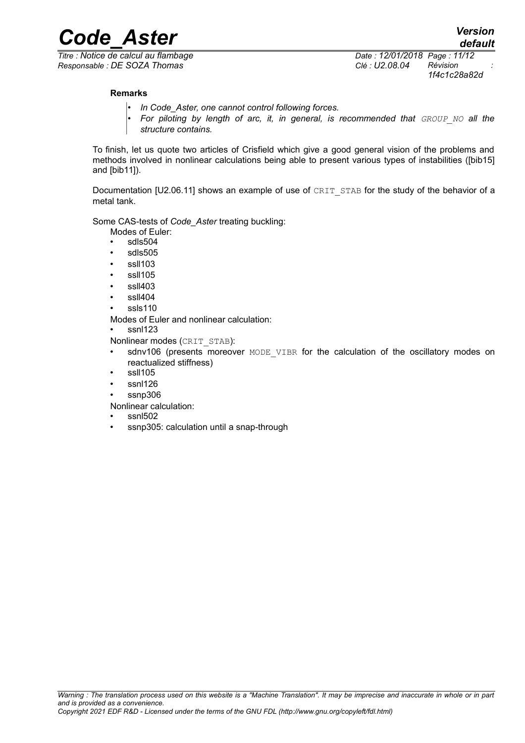**Remarks**

- *In Code_Aster, one cannot control following forces.*
- *For piloting by length of arc, it, in general, is recommended that `GROUP_NO` all the structure contains.*

To finish, let us quote two articles of Crisfield which give a good general vision of the problems and methods involved in nonlinear calculations being able to present various types of instabilities ([bib15] and [bib11]).

Documentation [U2.06.11] shows an example of use of `CRIT_STAB` for the study of the behavior of a metal tank.

Some CAS-tests of *Code_Aster* treating buckling:

Modes of Euler:

- sdls504
- sdls505
- ssll103
- ssll105
- ssll403
- ssll404
- ssls110

Modes of Euler and nonlinear calculation:

- ssnl123

Nonlinear modes (`CRIT_STAB`):

- sdnv106 (presents moreover `MODE_VIBR` for the calculation of the oscillatory modes on reactualized stiffness)
- ssll105
- ssnl126
- ssnp306

Nonlinear calculation:

- ssnl502
- ssnp305: calculation until a snap-through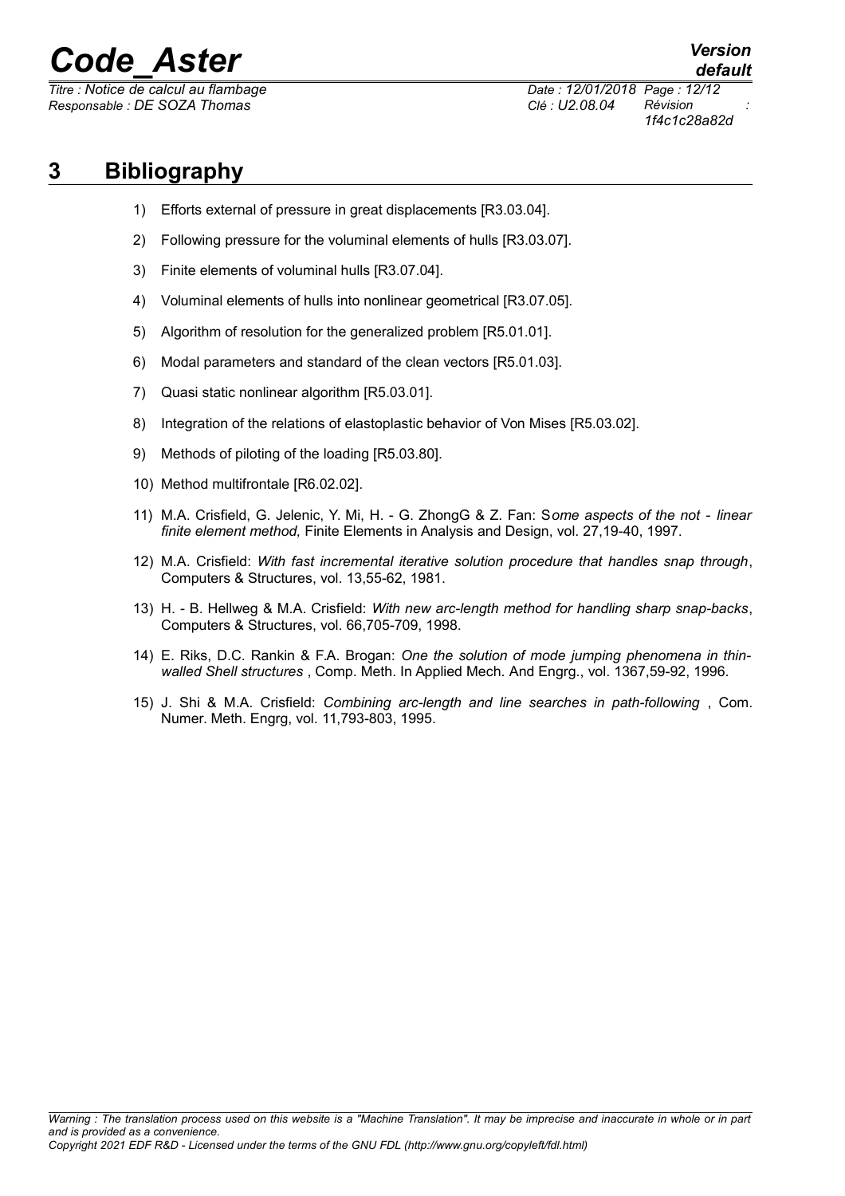# 3 Bibliography

1) Efforts external of pressure in great displacements [R3.03.04].
2) Following pressure for the voluminal elements of hulls [R3.03.07].
3) Finite elements of voluminal hulls [R3.07.04].
4) Voluminal elements of hulls into nonlinear geometrical [R3.07.05].
5) Algorithm of resolution for the generalized problem [R5.01.01].
6) Modal parameters and standard of the clean vectors [R5.01.03].
7) Quasi static nonlinear algorithm [R5.03.01].
8) Integration of the relations of elastoplastic behavior of Von Mises [R5.03.02].
9) Methods of piloting of the loading [R5.03.80].
10) Method multifrontale [R6.02.02].
11) M.A. Crisfield, G. Jelenic, Y. Mi, H. - G. ZhongG & Z. Fan: S*ome aspects of the not - linear finite element method,* Finite Elements in Analysis and Design, vol. 27,19-40, 1997.
12) M.A. Crisfield: *With fast incremental iterative solution procedure that handles snap through*, Computers & Structures, vol. 13,55-62, 1981.
13) H. - B. Hellweg & M.A. Crisfield: *With new arc-length method for handling sharp snap-backs*, Computers & Structures, vol. 66,705-709, 1998.
14) E. Riks, D.C. Rankin & F.A. Brogan: *One the solution of mode jumping phenomena in thin-walled Shell structures* , Comp. Meth. In Applied Mech. And Engrg., vol. 1367,59-92, 1996.
15) J. Shi & M.A. Crisfield: *Combining arc-length and line searches in path-following* , Com. Numer. Meth. Engrg, vol. 11,793-803, 1995.